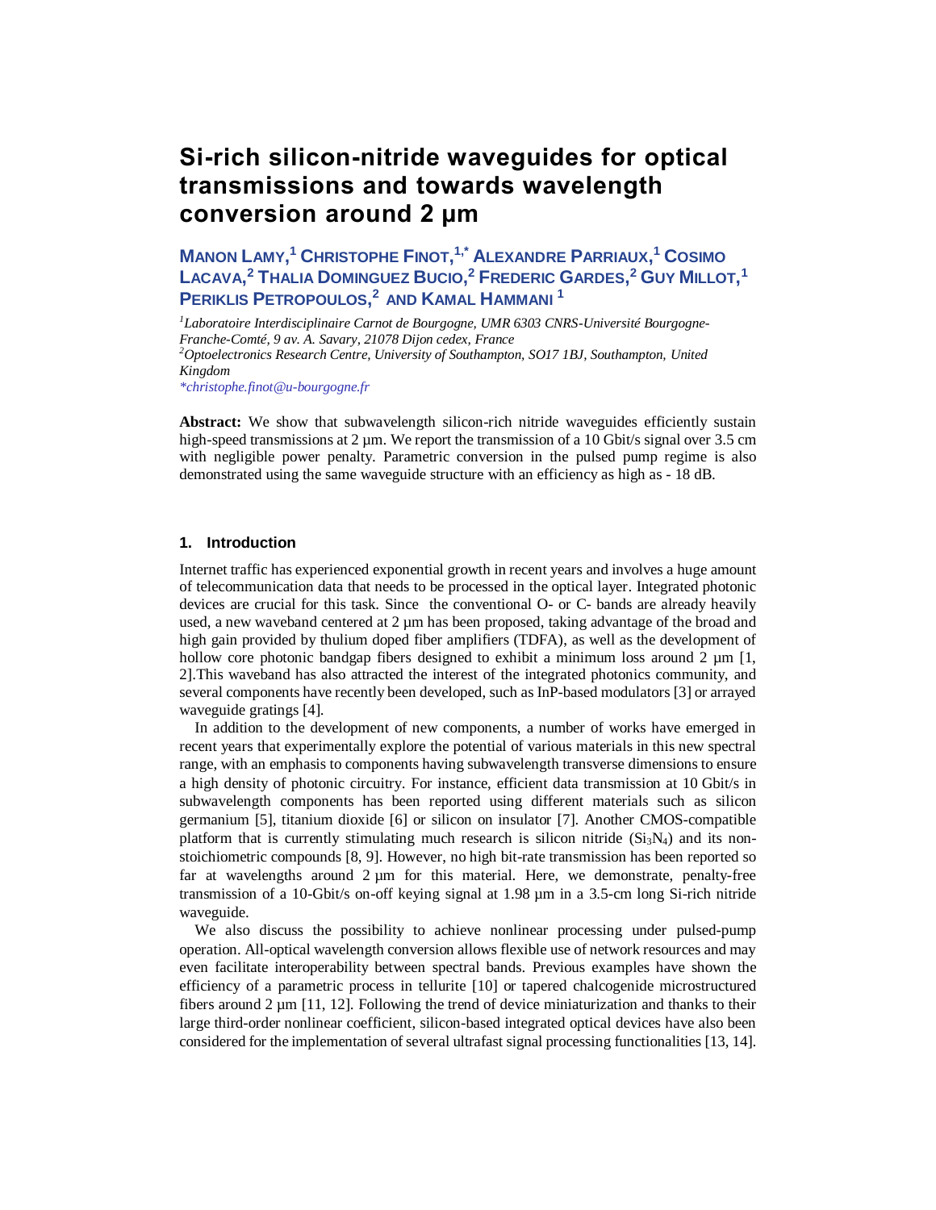# Si-rich silicon-nitride waveguides for optical transmissions and towards wavelength conversion around 2 µm

**Manon Lamy,[1] Christophe Finot,[1,*] Alexandre Parriaux,[1] Cosimo Lacava,[2] Thalia Dominguez Bucio,[2] Frederic Gardes,[2] Guy Millot,[1] Periklis Petropoulos,[2] and Kamal Hammani [1]**

*[1]Laboratoire Interdisciplinaire Carnot de Bourgogne, UMR 6303 CNRS-Université Bourgogne-Franche-Comté, 9 av. A. Savary, 21078 Dijon cedex, France*
*[2]Optoelectronics Research Centre, University of Southampton, SO17 1BJ, Southampton, United Kingdom*
*\*christophe.finot@u-bourgogne.fr*

**Abstract:** We show that subwavelength silicon-rich nitride waveguides efficiently sustain high-speed transmissions at 2 µm. We report the transmission of a 10 Gbit/s signal over 3.5 cm with negligible power penalty. Parametric conversion in the pulsed pump regime is also demonstrated using the same waveguide structure with an efficiency as high as - 18 dB.

## 1. Introduction

Internet traffic has experienced exponential growth in recent years and involves a huge amount of telecommunication data that needs to be processed in the optical layer. Integrated photonic devices are crucial for this task. Since the conventional O- or C- bands are already heavily used, a new waveband centered at 2 µm has been proposed, taking advantage of the broad and high gain provided by thulium doped fiber amplifiers (TDFA), as well as the development of hollow core photonic bandgap fibers designed to exhibit a minimum loss around 2 µm [1, 2].This waveband has also attracted the interest of the integrated photonics community, and several components have recently been developed, such as InP-based modulators [3] or arrayed waveguide gratings [4].

In addition to the development of new components, a number of works have emerged in recent years that experimentally explore the potential of various materials in this new spectral range, with an emphasis to components having subwavelength transverse dimensions to ensure a high density of photonic circuitry. For instance, efficient data transmission at 10 Gbit/s in subwavelength components has been reported using different materials such as silicon germanium [5], titanium dioxide [6] or silicon on insulator [7]. Another CMOS-compatible platform that is currently stimulating much research is silicon nitride ($Si_3N_4$) and its non-stoichiometric compounds [8, 9]. However, no high bit-rate transmission has been reported so far at wavelengths around 2 µm for this material. Here, we demonstrate, penalty-free transmission of a 10-Gbit/s on-off keying signal at 1.98 µm in a 3.5-cm long Si-rich nitride waveguide.

We also discuss the possibility to achieve nonlinear processing under pulsed-pump operation. All-optical wavelength conversion allows flexible use of network resources and may even facilitate interoperability between spectral bands. Previous examples have shown the efficiency of a parametric process in tellurite [10] or tapered chalcogenide microstructured fibers around 2 µm [11, 12]. Following the trend of device miniaturization and thanks to their large third-order nonlinear coefficient, silicon-based integrated optical devices have also been considered for the implementation of several ultrafast signal processing functionalities [13, 14].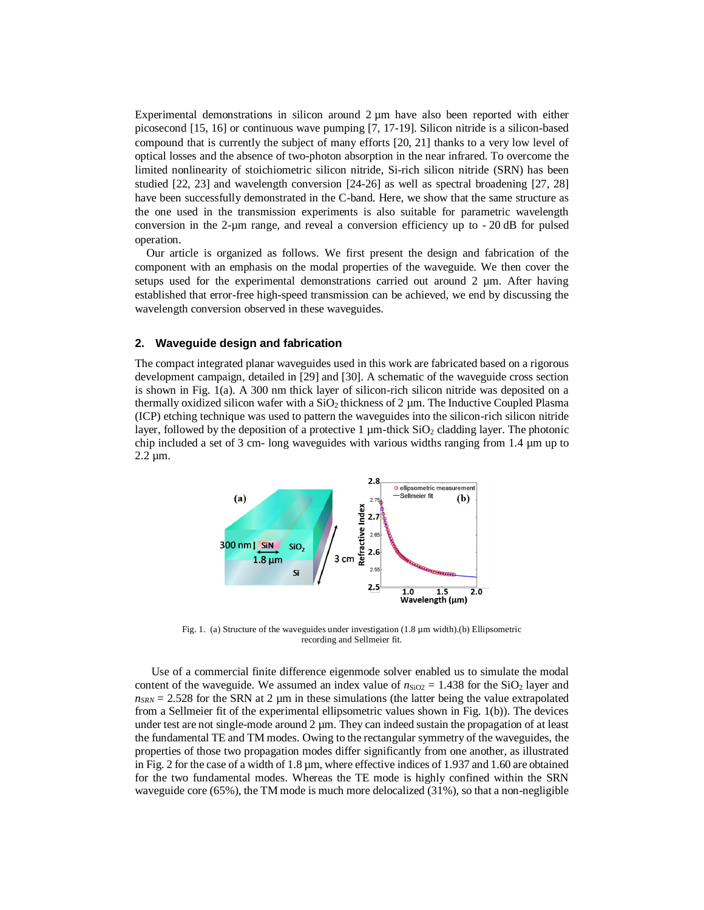Experimental demonstrations in silicon around 2 µm have also been reported with either picosecond [15, 16] or continuous wave pumping [7, 17-19]. Silicon nitride is a silicon-based compound that is currently the subject of many efforts [20, 21] thanks to a very low level of optical losses and the absence of two-photon absorption in the near infrared. To overcome the limited nonlinearity of stoichiometric silicon nitride, Si-rich silicon nitride (SRN) has been studied [22, 23] and wavelength conversion [24-26] as well as spectral broadening [27, 28] have been successfully demonstrated in the C-band. Here, we show that the same structure as the one used in the transmission experiments is also suitable for parametric wavelength conversion in the 2-µm range, and reveal a conversion efficiency up to - 20 dB for pulsed operation.

Our article is organized as follows. We first present the design and fabrication of the component with an emphasis on the modal properties of the waveguide. We then cover the setups used for the experimental demonstrations carried out around 2 µm. After having established that error-free high-speed transmission can be achieved, we end by discussing the wavelength conversion observed in these waveguides.

## 2. Waveguide design and fabrication

The compact integrated planar waveguides used in this work are fabricated based on a rigorous development campaign, detailed in [29] and [30]. A schematic of the waveguide cross section is shown in Fig. 1(a). A 300 nm thick layer of silicon-rich silicon nitride was deposited on a thermally oxidized silicon wafer with a $SiO_2$ thickness of 2 µm. The Inductive Coupled Plasma (ICP) etching technique was used to pattern the waveguides into the silicon-rich silicon nitride layer, followed by the deposition of a protective 1 µm-thick $SiO_2$ cladding layer. The photonic chip included a set of 3 cm- long waveguides with various widths ranging from 1.4 µm up to 2.2 µm.

Fig. 1. (a) Structure of the waveguides under investigation (1.8 µm width).(b) Ellipsometric recording and Sellmeier fit.

Use of a commercial finite difference eigenmode solver enabled us to simulate the modal content of the waveguide. We assumed an index value of $n_{SiO2}$ = 1.438 for the $SiO_2$ layer and $n_{SRN}$ = 2.528 for the SRN at 2 µm in these simulations (the latter being the value extrapolated from a Sellmeier fit of the experimental ellipsometric values shown in Fig. 1(b)). The devices under test are not single-mode around 2 µm. They can indeed sustain the propagation of at least the fundamental TE and TM modes. Owing to the rectangular symmetry of the waveguides, the properties of those two propagation modes differ significantly from one another, as illustrated in Fig. 2 for the case of a width of 1.8 µm, where effective indices of 1.937 and 1.60 are obtained for the two fundamental modes. Whereas the TE mode is highly confined within the SRN waveguide core (65%), the TM mode is much more delocalized (31%), so that a non-negligible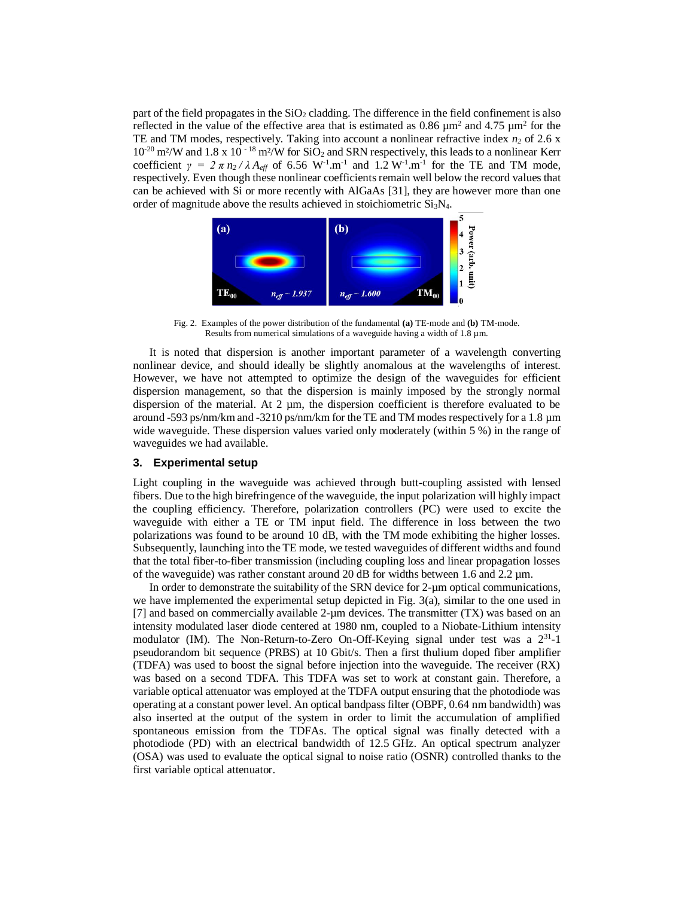part of the field propagates in the $SiO_2$ cladding. The difference in the field confinement is also reflected in the value of the effective area that is estimated as 0.86 µm² and 4.75 µm² for the TE and TM modes, respectively. Taking into account a nonlinear refractive index $n_2$ of 2.6 x $10^{-20}$ m²/W and 1.8 x $10^{-18}$ m²/W for $SiO_2$ and SRN respectively, this leads to a nonlinear Kerr coefficient $\gamma = 2\pi n_2 / \lambda A_{eff}$ of 6.56 $W^{-1}.m^{-1}$ and 1.2 $W^{-1}.m^{-1}$ for the TE and TM mode, respectively. Even though these nonlinear coefficients remain well below the record values that can be achieved with Si or more recently with AlGaAs [31], they are however more than one order of magnitude above the results achieved in stoichiometric $Si_3N_4$.

Fig. 2. Examples of the power distribution of the fundamental **(a)** TE-mode and **(b)** TM-mode. Results from numerical simulations of a waveguide having a width of 1.8 µm.

It is noted that dispersion is another important parameter of a wavelength converting nonlinear device, and should ideally be slightly anomalous at the wavelengths of interest. However, we have not attempted to optimize the design of the waveguides for efficient dispersion management, so that the dispersion is mainly imposed by the strongly normal dispersion of the material. At 2 µm, the dispersion coefficient is therefore evaluated to be around -593 ps/nm/km and -3210 ps/nm/km for the TE and TM modes respectively for a 1.8 µm wide waveguide. These dispersion values varied only moderately (within 5 %) in the range of waveguides we had available.

### 3. Experimental setup

Light coupling in the waveguide was achieved through butt-coupling assisted with lensed fibers. Due to the high birefringence of the waveguide, the input polarization will highly impact the coupling efficiency. Therefore, polarization controllers (PC) were used to excite the waveguide with either a TE or TM input field. The difference in loss between the two polarizations was found to be around 10 dB, with the TM mode exhibiting the higher losses. Subsequently, launching into the TE mode, we tested waveguides of different widths and found that the total fiber-to-fiber transmission (including coupling loss and linear propagation losses of the waveguide) was rather constant around 20 dB for widths between 1.6 and 2.2 µm.

In order to demonstrate the suitability of the SRN device for 2-µm optical communications, we have implemented the experimental setup depicted in Fig. 3(a), similar to the one used in [7] and based on commercially available 2-µm devices. The transmitter (TX) was based on an intensity modulated laser diode centered at 1980 nm, coupled to a Niobate-Lithium intensity modulator (IM). The Non-Return-to-Zero On-Off-Keying signal under test was a $2^{31}$-1 pseudorandom bit sequence (PRBS) at 10 Gbit/s. Then a first thulium doped fiber amplifier (TDFA) was used to boost the signal before injection into the waveguide. The receiver (RX) was based on a second TDFA. This TDFA was set to work at constant gain. Therefore, a variable optical attenuator was employed at the TDFA output ensuring that the photodiode was operating at a constant power level. An optical bandpass filter (OBPF, 0.64 nm bandwidth) was also inserted at the output of the system in order to limit the accumulation of amplified spontaneous emission from the TDFAs. The optical signal was finally detected with a photodiode (PD) with an electrical bandwidth of 12.5 GHz. An optical spectrum analyzer (OSA) was used to evaluate the optical signal to noise ratio (OSNR) controlled thanks to the first variable optical attenuator.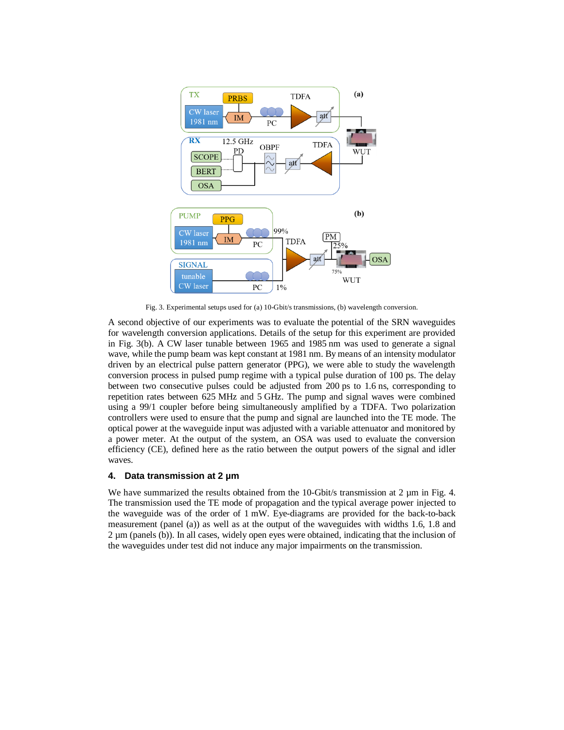Fig. 3. Experimental setups used for (a) 10-Gbit/s transmissions, (b) wavelength conversion.

A second objective of our experiments was to evaluate the potential of the SRN waveguides for wavelength conversion applications. Details of the setup for this experiment are provided in Fig. 3(b). A CW laser tunable between 1965 and 1985 nm was used to generate a signal wave, while the pump beam was kept constant at 1981 nm. By means of an intensity modulator driven by an electrical pulse pattern generator (PPG), we were able to study the wavelength conversion process in pulsed pump regime with a typical pulse duration of 100 ps. The delay between two consecutive pulses could be adjusted from 200 ps to 1.6 ns, corresponding to repetition rates between 625 MHz and 5 GHz. The pump and signal waves were combined using a 99/1 coupler before being simultaneously amplified by a TDFA. Two polarization controllers were used to ensure that the pump and signal are launched into the TE mode. The optical power at the waveguide input was adjusted with a variable attenuator and monitored by a power meter. At the output of the system, an OSA was used to evaluate the conversion efficiency (CE), defined here as the ratio between the output powers of the signal and idler waves.

## 4. Data transmission at 2 µm

We have summarized the results obtained from the 10-Gbit/s transmission at 2 µm in Fig. 4. The transmission used the TE mode of propagation and the typical average power injected to the waveguide was of the order of 1 mW. Eye-diagrams are provided for the back-to-back measurement (panel (a)) as well as at the output of the waveguides with widths 1.6, 1.8 and 2 µm (panels (b)). In all cases, widely open eyes were obtained, indicating that the inclusion of the waveguides under test did not induce any major impairments on the transmission.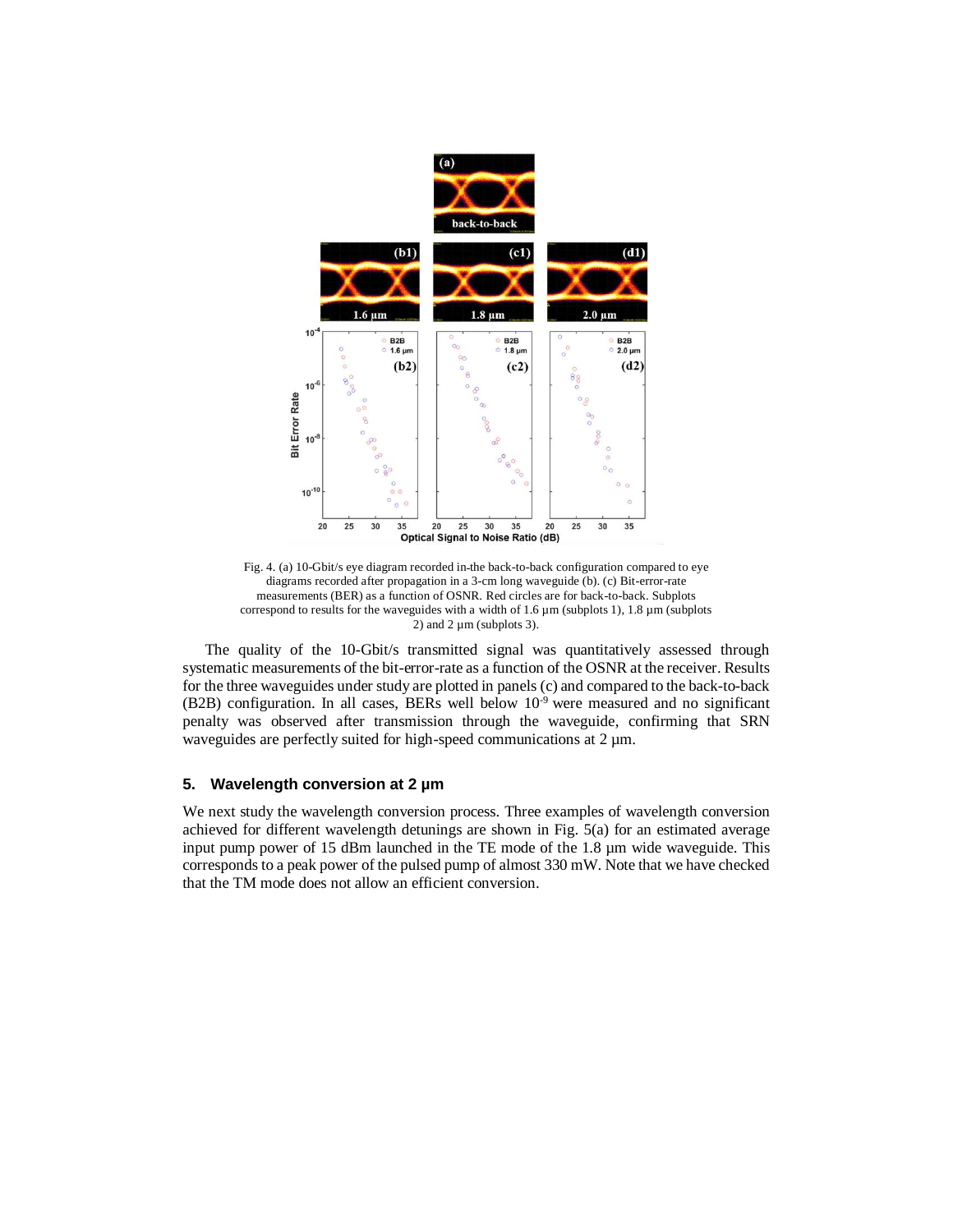Fig. 4. (a) 10-Gbit/s eye diagram recorded in the back-to-back configuration compared to eye diagrams recorded after propagation in a 3-cm long waveguide (b). (c) Bit-error-rate measurements (BER) as a function of OSNR. Red circles are for back-to-back. Subplots correspond to results for the waveguides with a width of 1.6 µm (subplots 1), 1.8 µm (subplots 2) and 2 µm (subplots 3).

The quality of the 10-Gbit/s transmitted signal was quantitatively assessed through systematic measurements of the bit-error-rate as a function of the OSNR at the receiver. Results for the three waveguides under study are plotted in panels (c) and compared to the back-to-back (B2B) configuration. In all cases, BERs well below $10^{-9}$ were measured and no significant penalty was observed after transmission through the waveguide, confirming that SRN waveguides are perfectly suited for high-speed communications at 2 µm.

## 5. Wavelength conversion at 2 µm

We next study the wavelength conversion process. Three examples of wavelength conversion achieved for different wavelength detunings are shown in Fig. 5(a) for an estimated average input pump power of 15 dBm launched in the TE mode of the 1.8 µm wide waveguide. This corresponds to a peak power of the pulsed pump of almost 330 mW. Note that we have checked that the TM mode does not allow an efficient conversion.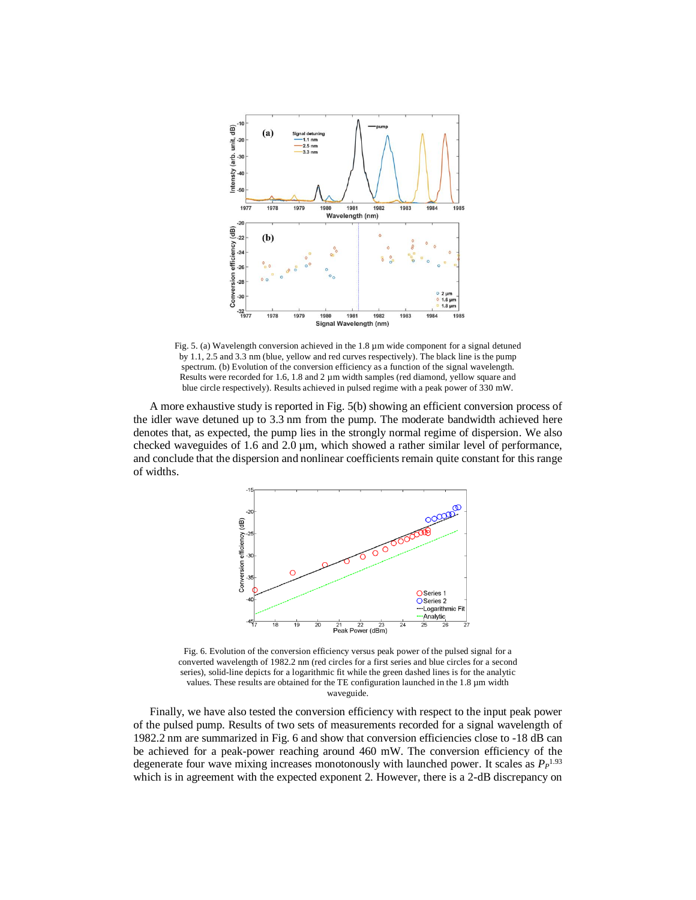Fig. 5. (a) Wavelength conversion achieved in the 1.8 µm wide component for a signal detuned by 1.1, 2.5 and 3.3 nm (blue, yellow and red curves respectively). The black line is the pump spectrum. (b) Evolution of the conversion efficiency as a function of the signal wavelength. Results were recorded for 1.6, 1.8 and 2 µm width samples (red diamond, yellow square and blue circle respectively). Results achieved in pulsed regime with a peak power of 330 mW.

A more exhaustive study is reported in Fig. 5(b) showing an efficient conversion process of the idler wave detuned up to 3.3 nm from the pump. The moderate bandwidth achieved here denotes that, as expected, the pump lies in the strongly normal regime of dispersion. We also checked waveguides of 1.6 and 2.0 µm, which showed a rather similar level of performance, and conclude that the dispersion and nonlinear coefficients remain quite constant for this range of widths.

Fig. 6. Evolution of the conversion efficiency versus peak power of the pulsed signal for a converted wavelength of 1982.2 nm (red circles for a first series and blue circles for a second series), solid-line depicts for a logarithmic fit while the green dashed lines is for the analytic values. These results are obtained for the TE configuration launched in the 1.8 µm width waveguide.

Finally, we have also tested the conversion efficiency with respect to the input peak power of the pulsed pump. Results of two sets of measurements recorded for a signal wavelength of 1982.2 nm are summarized in Fig. 6 and show that conversion efficiencies close to -18 dB can be achieved for a peak-power reaching around 460 mW. The conversion efficiency of the degenerate four wave mixing increases monotonously with launched power. It scales as $P_P^{1.93}$ which is in agreement with the expected exponent 2. However, there is a 2-dB discrepancy on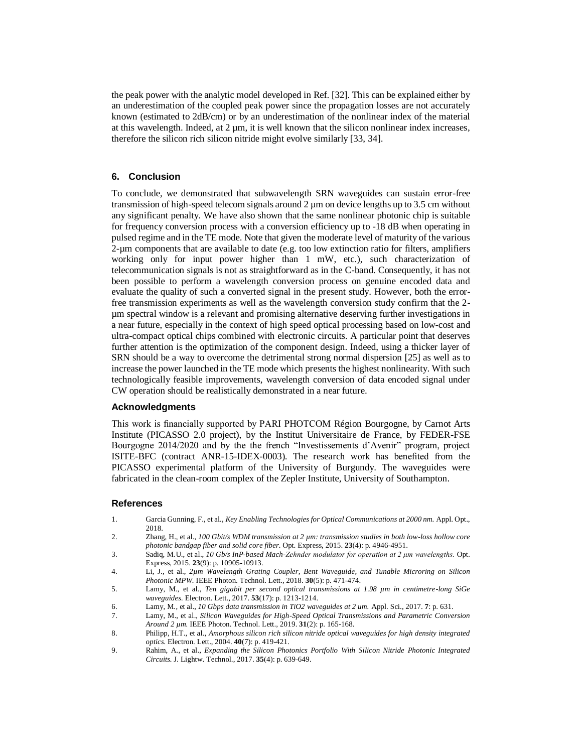the peak power with the analytic model developed in Ref. [32]. This can be explained either by an underestimation of the coupled peak power since the propagation losses are not accurately known (estimated to 2dB/cm) or by an underestimation of the nonlinear index of the material at this wavelength. Indeed, at 2 µm, it is well known that the silicon nonlinear index increases, therefore the silicon rich silicon nitride might evolve similarly [33, 34].

## 6. Conclusion

To conclude, we demonstrated that subwavelength SRN waveguides can sustain error-free transmission of high-speed telecom signals around 2 µm on device lengths up to 3.5 cm without any significant penalty. We have also shown that the same nonlinear photonic chip is suitable for frequency conversion process with a conversion efficiency up to -18 dB when operating in pulsed regime and in the TE mode. Note that given the moderate level of maturity of the various 2-µm components that are available to date (e.g. too low extinction ratio for filters, amplifiers working only for input power higher than 1 mW, etc.), such characterization of telecommunication signals is not as straightforward as in the C-band. Consequently, it has not been possible to perform a wavelength conversion process on genuine encoded data and evaluate the quality of such a converted signal in the present study. However, both the error-free transmission experiments as well as the wavelength conversion study confirm that the 2-µm spectral window is a relevant and promising alternative deserving further investigations in a near future, especially in the context of high speed optical processing based on low-cost and ultra-compact optical chips combined with electronic circuits. A particular point that deserves further attention is the optimization of the component design. Indeed, using a thicker layer of SRN should be a way to overcome the detrimental strong normal dispersion [25] as well as to increase the power launched in the TE mode which presents the highest nonlinearity. With such technologically feasible improvements, wavelength conversion of data encoded signal under CW operation should be realistically demonstrated in a near future.

### Acknowledgments

This work is financially supported by PARI PHOTCOM Région Bourgogne, by Carnot Arts Institute (PICASSO 2.0 project), by the Institut Universitaire de France, by FEDER-FSE Bourgogne 2014/2020 and by the the french "Investissements d'Avenir" program, project ISITE-BFC (contract ANR-15-IDEX-0003). The research work has benefited from the PICASSO experimental platform of the University of Burgundy. The waveguides were fabricated in the clean-room complex of the Zepler Institute, University of Southampton.

### References

1. Garcia Gunning, F., et al., *Key Enabling Technologies for Optical Communications at 2000 nm.* Appl. Opt., 2018.
2. Zhang, H., et al., *100 Gbit/s WDM transmission at 2 µm: transmission studies in both low-loss hollow core photonic bandgap fiber and solid core fiber.* Opt. Express, 2015. **23**(4): p. 4946-4951.
3. Sadiq, M.U., et al., *10 Gb/s InP-based Mach-Zehnder modulator for operation at 2 µm wavelengths.* Opt. Express, 2015. **23**(9): p. 10905-10913.
4. Li, J., et al., *2µm Wavelength Grating Coupler, Bent Waveguide, and Tunable Microring on Silicon Photonic MPW.* IEEE Photon. Technol. Lett., 2018. **30**(5): p. 471-474.
5. Lamy, M., et al., *Ten gigabit per second optical transmissions at 1.98 µm in centimetre-long SiGe waveguides.* Electron. Lett., 2017. **53**(17): p. 1213-1214.
6. Lamy, M., et al., *10 Gbps data transmission in TiO2 waveguides at 2 um.* Appl. Sci., 2017. **7**: p. 631.
7. Lamy, M., et al., *Silicon Waveguides for High-Speed Optical Transmissions and Parametric Conversion Around 2 µm.* IEEE Photon. Technol. Lett., 2019. **31**(2): p. 165-168.
8. Philipp, H.T., et al., *Amorphous silicon rich silicon nitride optical waveguides for high density integrated optics.* Electron. Lett., 2004. **40**(7): p. 419-421.
9. Rahim, A., et al., *Expanding the Silicon Photonics Portfolio With Silicon Nitride Photonic Integrated Circuits.* J. Lightw. Technol., 2017. **35**(4): p. 639-649.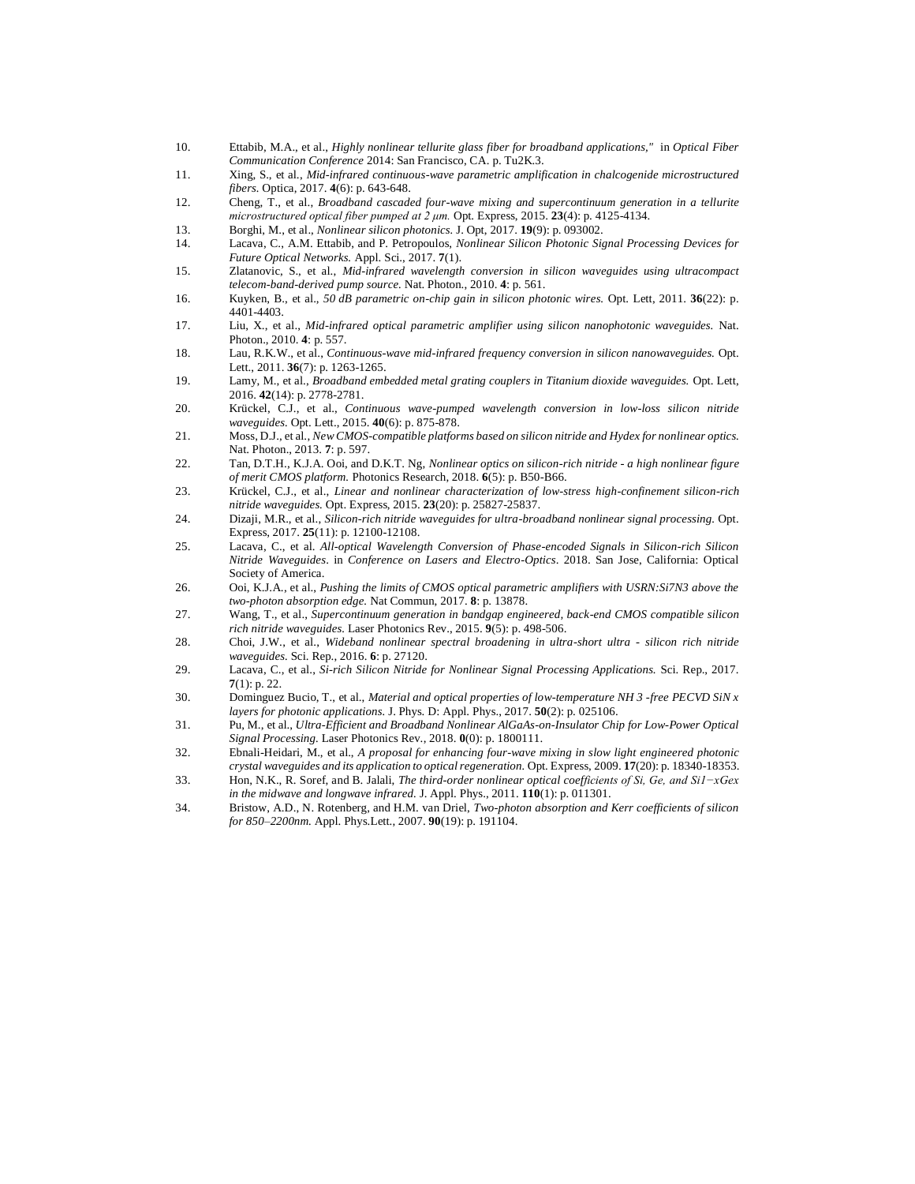10. Ettabib, M.A., et al., *Highly nonlinear tellurite glass fiber for broadband applications,"* in *Optical Fiber Communication Conference* 2014: San Francisco, CA. p. Tu2K.3.
11. Xing, S., et al., *Mid-infrared continuous-wave parametric amplification in chalcogenide microstructured fibers.* Optica, 2017. **4**(6): p. 643-648.
12. Cheng, T., et al., *Broadband cascaded four-wave mixing and supercontinuum generation in a tellurite microstructured optical fiber pumped at 2 μm.* Opt. Express, 2015. **23**(4): p. 4125-4134.
13. Borghi, M., et al., *Nonlinear silicon photonics.* J. Opt, 2017. **19**(9): p. 093002.
14. Lacava, C., A.M. Ettabib, and P. Petropoulos, *Nonlinear Silicon Photonic Signal Processing Devices for Future Optical Networks.* Appl. Sci., 2017. **7**(1).
15. Zlatanovic, S., et al., *Mid-infrared wavelength conversion in silicon waveguides using ultracompact telecom-band-derived pump source.* Nat. Photon., 2010. **4**: p. 561.
16. Kuyken, B., et al., *50 dB parametric on-chip gain in silicon photonic wires.* Opt. Lett, 2011. **36**(22): p. 4401-4403.
17. Liu, X., et al., *Mid-infrared optical parametric amplifier using silicon nanophotonic waveguides.* Nat. Photon., 2010. **4**: p. 557.
18. Lau, R.K.W., et al., *Continuous-wave mid-infrared frequency conversion in silicon nanowaveguides.* Opt. Lett., 2011. **36**(7): p. 1263-1265.
19. Lamy, M., et al., *Broadband embedded metal grating couplers in Titanium dioxide waveguides.* Opt. Lett, 2016. **42**(14): p. 2778-2781.
20. Krückel, C.J., et al., *Continuous wave-pumped wavelength conversion in low-loss silicon nitride waveguides.* Opt. Lett., 2015. **40**(6): p. 875-878.
21. Moss, D.J., et al., *New CMOS-compatible platforms based on silicon nitride and Hydex for nonlinear optics.* Nat. Photon., 2013. **7**: p. 597.
22. Tan, D.T.H., K.J.A. Ooi, and D.K.T. Ng, *Nonlinear optics on silicon-rich nitride - a high nonlinear figure of merit CMOS platform.* Photonics Research, 2018. **6**(5): p. B50-B66.
23. Krückel, C.J., et al., *Linear and nonlinear characterization of low-stress high-confinement silicon-rich nitride waveguides.* Opt. Express, 2015. **23**(20): p. 25827-25837.
24. Dizaji, M.R., et al., *Silicon-rich nitride waveguides for ultra-broadband nonlinear signal processing.* Opt. Express, 2017. **25**(11): p. 12100-12108.
25. Lacava, C., et al. *All-optical Wavelength Conversion of Phase-encoded Signals in Silicon-rich Silicon Nitride Waveguides*. in *Conference on Lasers and Electro-Optics*. 2018. San Jose, California: Optical Society of America.
26. Ooi, K.J.A., et al., *Pushing the limits of CMOS optical parametric amplifiers with USRN:Si7N3 above the two-photon absorption edge.* Nat Commun, 2017. **8**: p. 13878.
27. Wang, T., et al., *Supercontinuum generation in bandgap engineered, back-end CMOS compatible silicon rich nitride waveguides.* Laser Photonics Rev., 2015. **9**(5): p. 498-506.
28. Choi, J.W., et al., *Wideband nonlinear spectral broadening in ultra-short ultra - silicon rich nitride waveguides.* Sci. Rep., 2016. **6**: p. 27120.
29. Lacava, C., et al., *Si-rich Silicon Nitride for Nonlinear Signal Processing Applications.* Sci. Rep., 2017. **7**(1): p. 22.
30. Dominguez Bucio, T., et al., *Material and optical properties of low-temperature NH 3 -free PECVD SiN x layers for photonic applications.* J. Phys. D: Appl. Phys., 2017. **50**(2): p. 025106.
31. Pu, M., et al., *Ultra-Efficient and Broadband Nonlinear AlGaAs-on-Insulator Chip for Low-Power Optical Signal Processing.* Laser Photonics Rev., 2018. **0**(0): p. 1800111.
32. Ebnali-Heidari, M., et al., *A proposal for enhancing four-wave mixing in slow light engineered photonic crystal waveguides and its application to optical regeneration.* Opt. Express, 2009. **17**(20): p. 18340-18353.
33. Hon, N.K., R. Soref, and B. Jalali, *The third-order nonlinear optical coefficients of Si, Ge, and Si1−xGex in the midwave and longwave infrared.* J. Appl. Phys., 2011. **110**(1): p. 011301.
34. Bristow, A.D., N. Rotenberg, and H.M. van Driel, *Two-photon absorption and Kerr coefficients of silicon for 850–2200nm.* Appl. Phys.Lett., 2007. **90**(19): p. 191104.